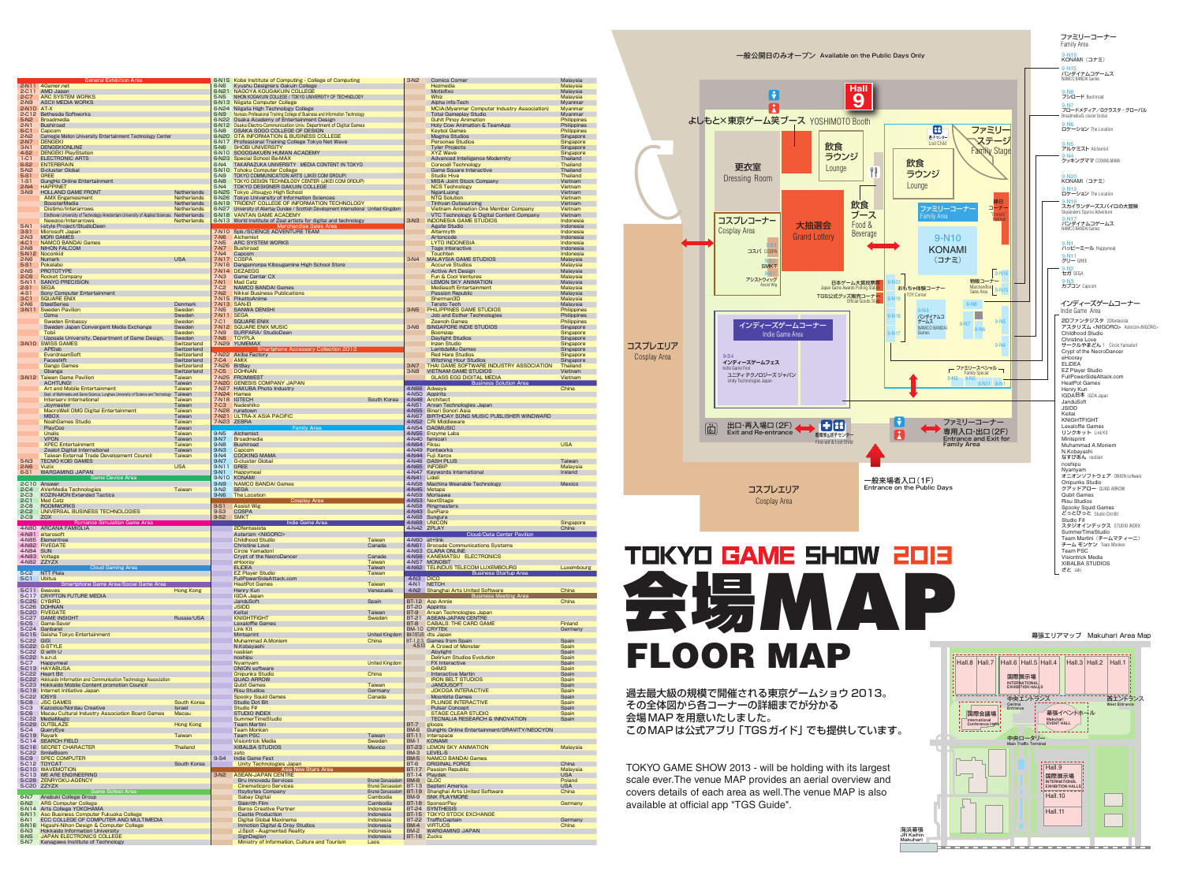# TOKYO GAME SHOW 2013 会場MAP FLOOR MAP

過去最大級の規模で開催される東京ゲームショウ 2013。
その全体図から各コーナーの詳細までが分かる
会場MAPを用意いたしました。
このMAPは公式アプリ「TGSガイド」でも提供しています。

TOKYO GAME SHOW 2013 - will be holding with its largest scale ever. The venue MAP provides an aerial overview and covers details of each area as well. The venue MAP is also available at official app "TGS Guide".

## General Exhibition Area

| Booth | Exhibitor | Country |
|---|---|---|
| 2-N11 | 4Gamer.net | |
| 2-C11 | AMD Japan | |
| 2-C7 | ARC SYSTEM WORKS | |
| 2-N9 | ASCII MEDIA WORKS | |
| 2-N10 | AT-X | |
| 2-C12 | Bethesda Softworks | |
| 5-N2 | Broadmedia | |
| 2-N1 | Bushiroad | |
| 6-C1 | Capcom | |
| 2-N2 | Carnegie Mellon University Entertainment Technology Center | |
| 2-N7 | DENGEKI | |
| 3-N1 | DENGEKIONLINE | |
| 4-S2 | DENGEKI PlayStation | |
| 1-C1 | ELECTRONIC ARTS | |
| 6-S2 | ENTERBRAIN | |
| 5-N2 | G-cluster Global | |
| 5-S1 | GREE | |
| 1-S1 | GungHo Online Entertainment | |
| 2-N4 | HAPPINET | |
| 3-N9 | HOLLAND GAME FRONT | Netherlands |
| | AMX Engamement | Netherlands |
| | BoosterMedia | Netherlands |
| | Dirtimo/Interarrows | Netherlands |
| | Eindhoven University of Technology/Amsterdam University of Applied Sciences | Netherlands |
| | Newzoo/Interarrows | Netherlands |
| 5-N1 | i-style Project/StudioDeen | |
| 3-S1 | Microsoft Japan | |
| 2-N3 | MORI GAMES | |
| 4-C1 | NAMCO BANDAI Games | |
| 2-N8 | NIHON FALCOM | |
| 5-N4 | Noconkid | |
| 2-N6 | Numark | USA |
| 5-S1 | Pokelabo | |
| 2-N5 | PROTOTYPE | |
| 2-C8 | Rocket Company | |
| 5-N11 | SANYO PRECISION | |
| 2-S1 | SEGA | |
| 4-C1 | Sony Computer Entertainment | |
| 3-C1 | SQUARE ENIX | |
| 2-N6 | SteelSeries | Denmark |
| 3-N11 | Sweden Pavilion | Sweden |
| | Ozma | Sweden |
| | Sweden Embassy | Sweden |
| | Sweden Japan Convergent Media Exchange | Sweden |
| | Tobii | Sweden |
| | Uppsala University, Department of Game Design, | Sweden |
| 3-N10 | SWISS GAMES | Switzerland |
| | APElab | Switzerland |
| | EverdreamSoft | Switzerland |
| | Faceshift | Switzerland |
| | Gango Games | Switzerland |
| | Gbanga | Switzerland |
| 3-N12 | Taiwan Game Pavilion | Taiwan |
| | ACHTUNG! | Taiwan |
| | Art and Mobile Entertainment | Taiwan |
| | Dept. of Multimedia and Game Science, Lunghwa University of Science and Technology | Taiwan |
| | Interserv International | Taiwan |
| | Joymaster | Taiwan |
| | MacroWell OMG Digital Entertainment | Taiwan |
| | MBOX | Taiwan |
| | NoahGames Studio | Taiwan |
| | PlayCoo | Taiwan |
| | Unalis | Taiwan |
| | VPON | Taiwan |
| | XPEC Entertainment | Taiwan |
| | Zealot Digital International | Taiwan |
| | Taiwan External Trade Development Council | Taiwan |
| 5-N3 | TECMO KOEI GAMES | |
| 2-N6 | Vuzix | USA |
| 6-S1 | WARGAMING JAPAN | |

## Game Device Area

| Booth | Exhibitor | Country |
|---|---|---|
| 2-C10 | Answer | |
| 2-C4 | AVerMedia Technologies | Taiwan |
| 2-C3 | KOZIN-MON Extended Tactics | |
| 2-C1 | Mad Catz | |
| 2-C8 | ROOMWORKS | |
| 2-C2 | UNIVERSAL BUSINESS TECHNOLOGIES | |
| 2-C9 | ZOX | |

## Romance Simulation Game Area

| Booth | Exhibitor | Country |
|---|---|---|
| 4-N80 | ARCANA FAMIGLIA | |
| 4-N81 | etarosoft | |
| 4-N85 | Elementree | |
| 4-N82 | FIVEDATE | |
| 4-N84 | SUN | |
| 4-N83 | Voltage | |
| 4-N86 | ZZYZX | |

## Cloud Gaming Area

| Booth | Exhibitor | Country |
|---|---|---|
| 5-C2 | NTT Plala | |
| 5-C1 | Ubitus | |

## Smartphone Game Area/Social Game Area

| Booth | Exhibitor | Country |
|---|---|---|
| 5-C11 | Eweves | Hong Kong |
| 5-C17 | CRYPTON FUTURE MEDIA | |
| 5-C25 | CYBIRD | |
| 5-C26 | DOHNAN | |
| 5-C20 | FIVEGATE | |
| 5-C27 | GAME INSIGHT | Russia/USA |
| 5-C5 | Game-Saver | |
| 5-C24 | Ganbarel | |
| 5-C15 | Geisha Tokyo Entertainment | |
| 5-C22 | GIGI | |
| 5-C22 | G-STYLE | |
| 5-C22 | G with U | |
| 5-C22 | h.a.n.d. | |
| 5-C7 | Happymeal | |
| 5-C13 | HAYABUSA | |
| 5-C23 | Hokkaido Information and Communication Technology Association | |
| 5-C23 | Hokkaido Mobile Content promotion Council | |
| 5-C18 | Internet Initiative Japan | |
| 5-C22 | IOSYS | |
| 5-C8 | JSC GAMES | South Korea |
| 5-C3 | Kazooloo/Nordau Creative | Israel |
| 5-C6 | Macau Cultural Industry Association Board Games | Macau |
| 5-C22 | MediaMagic | |
| 5-C29 | OUTBLAZE | Hong Kong |
| 5-C4 | QueryEye | |
| 5-C19 | Rayark | Taiwan |
| 5-C14 | SEARCH FIELD | |
| 5-C13 | SECRET CHARACTER | Thailand |
| 5-C22 | SmileBoom | |
| 5-C9 | SPEC COMPUTER | |
| 5-C12 | TOYCAT | South Korea |
| 5-C10 | WAVEMOTION | |
| 5-C13 | WE ARE ENGINEERING | |
| 5-C8 | ZENRYOKU-AGENCY | |
| 5-C20 | ZZYZX | |

## School Area

| Booth | Exhibitor | Country |
|---|---|---|
| 6-N7 | Anabuki College Group | |
| 6-N2 | ARS Computer College | |
| 6-N14 | Arts College YOKOHAMA | |
| 6-N11 | Aso Business Computer Fukuoka College | |
| 6-N1 | ECC COLLEGE OF COMPUTER AND MULTIMEDIA | |
| 6-N16 | Higashi-Nihon Design & Computer College | |
| 6-N3 | Hokkaido Information University | |
| 6-N5 | JAPAN ELECTRONICS COLLEGE | |
| 5-N7 | Kanagawa Institute of Technology | |
| 6-N15 | Kobe Institute of Computing - College of Computing | |
| 6-N6 | Kyushu Designers Gakuin College | |
| 6-N21 | NAGOYA KOUGAKUIN COLLEGE | |
| 5-N5 | NIHON KOGAKUIN COLLEGE / TOKYO UNIVERSITY OF TECHNOLOGY | |
| 6-N13 | Niigata Computer College | |
| 6-N24 | Niigata High Technology College | |
| 6-N9 | Numazu Professional Training College of Business and Information Technology | |
| 6-N22 | Osaka Academy of Entertainment Design | |
| 6-N12 | Osaka Electro-Communication Univ. Department of Digital Games | |
| 6-N8 | OSAKA SOGO COLLEGE OF DESIGN | |
| 6-N20 | OTA INFORMATION & BUSINESS COLLEGE | |
| 6-N17 | Professional Training College Tokyo Net Wave | |
| 5-N6 | SHOBI UNIVERSITY | |
| 6-N10 | SOGOGAKUEN HUMAN ACADEMY | |
| 6-N23 | Special School Be-MAX | |
| 6-N4 | TAKARAZUKA UNIVERSITY MEDIA CONTENT IN TOKYO | |
| 5-N10 | Tohoku Computer College | |
| 5-N9 | TOKYO COMMUNICATION ARTS (JIKEI COM GROUP) | |
| 6-N8 | TOKYO DESIGN TECHNOLOGY CENTER (JIKEI COM GROUP) | |
| 5-N4 | TOKYO DESIGNER GAKUIN COLLEGE | |
| 6-N25 | Tokyo Jitsugyo High School | |
| 6-N26 | Tokyo University of Information Sciences | |
| 6-N19 | TRIDENT COLLEGE OF INFORMATION TECHNOLOGY | |
| 6-N27 | University of Abertay Dundee / Scottish Development International | United Kingdom |
| 6-N18 | VANTAN GAME ACADEMY | |
| 6-N10 | World Institute of Zeal artists for digital and technology | |

## Merchandise Sales Area

| Booth | Exhibitor | Country |
|---|---|---|
| 7-N10 | Sol/SCIENCE ADVENTURE TEAM | |
| 7-N6 | Alchemist | |
| 7-N5 | ARC SYSTEM WORKS | |
| 7-N7 | Bushiroad | |
| 7-N4 | Capcom | |
| 7-N17 | COSPA | |
| 7-N16 | Dangaironpa Kibougamine High School Store | |
| 7-N14 | DEZAEGG | |
| 7-N3 | Game Center CX | |
| 7-N1 | Mad Catz | |
| 7-C2 | NAMCO BANDAI Games | |
| 7-N2 | Nikkei Business Publications | |
| 7-N15 | PikattoAnime | |
| 7-N13 | SAN-EI | |
| 7-N5 | SANWA DENSHI | |
| 7-N11 | SEGA | |
| 7-C1 | SQUARE ENIX | |
| 7-N12 | SQUARE ENIX MUSIC | |
| 7-N9 | SURPARA/ StudioDeen | |
| 7-N8 | TOYPLA | |
| 7-N29 | YUMEMAX | |

## Smartphone Accessory Collection 2013

| Booth | Exhibitor | Country |
|---|---|---|
| 7-N22 | Akiba Factory | |
| 7-C4 | AMIX | |
| 7-N26 | BitBay | |
| 7-C5 | DOHNAN | |
| 7-N25 | FROMWEST | |
| 7-N20 | GENESIS COMPANY JAPAN | |
| 7-N27 | HAKUBA Photo Industry | |
| 7-N24 | Hamee | |
| 7-N18 | IGTECH | South Korea |
| 7-C3 | Nadeshiko | |
| 7-N28 | runatown | |
| 7-N21 | ULTRA-X ASIA PACIFIC | |
| 7-N23 | ZEBRA | |

## Family Area

| Booth | Exhibitor | Country |
|---|---|---|
| 9-N5 | Alchemist | |
| 9-N7 | Broadmedia | |
| 9-N8 | Bushiroad | |
| 9-N3 | Capcom | |
| 9-N4 | COOKING MAMA | |
| 9-N7 | G-cluster Global | |
| 9-N11 | GREE | |
| 9-N1 | Happymeal | |
| 9-N10 | KONAMI | |
| 9-N9 | NAMCO BANDAI Games | |
| 9-N2 | SEGA | |
| 9-N6 | The Location | |

## Cosplay Area

| Booth | Exhibitor | Country |
|---|---|---|
| 9-S1 | Assist Wig | |
| 9-S3 | COSPA | |
| 9-S2 | SMKT | |

## Indie Game Area

| Booth | Exhibitor | Country |
|---|---|---|
| | 2Dfantasista | |
| | Asterism <NIGORO> | |
| | Childhood Studio | Taiwan |
| | Christine Love | Canada |
| | Circle Yamadon! | |
| | Crypt of the NecroDancer | Canada |
| | eHooray | Taiwan |
| | ELIDEA | Taiwan |
| | EZ Player Studio | Taiwan |
| | FullPowerSideAttack.com | |
| | HeatPot Games | Taiwan |
| | Henry Kun | Venezuela |
| | IGDA Japan | |
| | JanduSoft | Spain |
| | JSIDD | |
| | Keitai | Taiwan |
| | KNIGHTFIGHT | Sweden |
| | Loxalofte Games | |
| | Link Kit | |
| | Mintsprint | United Kingdom |
| | Muhammad A.Moniem | China |
| | N.Kobayashi | |
| | nasbian | |
| | noshipu | |
| | Nyamyam | United Kingdom |
| | ONION software | |
| | Onipunks Studio | China |
| | QUAD ARROW | |
| | Qubit Games | Taiwan |
| | Risu Studios | Germany |
| | Spooky Squid Games | Canada |
| | Studio Dot Bit | |
| | Studio F# | |
| | STUDIO INDEX | |
| | SummerTimeStudio | |
| | Team Martini | |
| | Team Monken | |
| | Team PSC | Taiwan |
| | Visiontrick Media | Sweden |
| | XIBALBA STUDIOS | Mexico |
| | zato | |
| 9-S4 | Indie Game Fest | |
| | Unity Technologies Japan | |

## Asia New Stars Area

| Booth | Exhibitor | Country |
|---|---|---|
| 3-N2 | ASEAN-JAPAN CENTRE | |
| | Bru Innovedu Services | Brunei Darussalam |
| | Cinemotion Services | Brunei Darussalam |
| | Itsybytes Company | Brunei Darussalam |
| | Sabay Digital | Cambodia |
| | Slekrith Film | Cambodia |
| | Baros Creative Partner | Indonesia |
| | Castle Production | Indonesia |
| | Digital Global Maxinema | Indonesia |
| | Inmotion Digital & Dray Studios | Indonesia |
| | J.Spot - Augmented Reality | Indonesia |
| | SignDesign | Indonesia |
| | Ministry of Information, Culture and Tourism | Laos |
| 3-N2 | Comics Corner | Malaysia |
| | Hezmedia | Malaysia |
| | Motiofixo | Malaysia |
| | Whiz | Malaysia |
| | Alpha Info-Tech | Myanmar |
| | MCIA(Myanmar Computer Industry Association) | Myanmar |
| | Total Gameplay Studio | Myanmar |
| | Bulit Pinoy Animation | Philippines |
| | Holy Cow Animation & TeamApp | Philippines |
| | Keybol Games | Philippines |
| | Magma Studios | Singapore |
| | Personae Studios | Singapore |
| | Tyler Projects | Singapore |
| | XYZ Wave | Singapore |
| | Advanced Intelligence Modernity | Thailand |
| | Coreoall Technology | Thailand |
| | Game Square Interactive | Thailand |
| | Studio Hive | Thailand |
| | MISA Joint Stock Company | Vietnam |
| | NCS Technology | Vietnam |
| | NganLuong | Vietnam |
| | NTQ Solution | Vietnam |
| | Tinhvan Outsourcing | Vietnam |
| | Vietnam Animation One Member Company | Vietnam |
| | VTC Technology & Digital Content Company | Vietnam |
| 3-N3 | INDONESIA GAME STUDIOS | |
| | Agate Studio | Indonesia |
| | Altermyth | Indonesia |
| | Artoncode | Indonesia |
| | LYTO INDONESIA | Indonesia |
| | Toge Interactive | Indonesia |
| | Touchten | Indonesia |
| 3-N4 | MALAYSIA GAME STUDIOS | Malaysia |
| | Accurate Studios | Malaysia |
| | Active Art Design | Malaysia |
| | Fun & Cool Ventures | Malaysia |
| | LEMON SKY ANIMATION | Malaysia |
| | Mediasoft Entertainment | Malaysia |
| | Passion Republic | Malaysia |
| | Sherman3D | Malaysia |
| | Terato Tech | Malaysia |
| 3-N5 | PHILIPPINES GAME STUDIOS | Philippines |
| | Job and Esther Technologies | Philippines |
| | Zeenoh Games | Philippines |
| 3-N6 | SINGAPORE INDIE STUDIOS | Singapore |
| | Boomzap | Singapore |
| | Daylight Studios | Singapore |
| | Inzen Studio | Singapore |
| | LambdaMu Games | Singapore |
| | Red Hare Studios | Singapore |
| | Witching Hour Studios | Singapore |
| 3-N7 | THAI GAME SOFTWARE INDUSTRY ASSOCIATION | Thailand |
| 3-N8 | VIETNAM GAME STUDIOS | Vietnam |
| | GLASS EGG DIGITAL MEDIA | Vietnam |

## Business Solution Area

| Booth | Exhibitor | Country |
|---|---|---|
| 4-N66 | Adways | China |
| 4-N50 | Appirits | |
| 4-N66 | Architect | |
| 4-N51 | Arxan Technologies Japan | |
| 4-N55 | Binari Sonori Asia | |
| 4-N67 | BIRTHDAY SONG MUSIC PUBLISHER WINDWARD | |
| 4-N52 | CRI Middleware | |
| 4-N54 | DAGMUSIC | |
| 4-N56 | Enzyme Labs | |
| 4-N40 | famicari | |
| 4-N64 | Fiksu | USA |
| 4-N46 | Fontworks | |
| 4-N44 | Fuji Xerox | |
| 4-N48 | GASH PLUS | Taiwan |
| 4-N65 | INFOBIP | Malaysia |
| 4-N49 | Keywords International | Ireland |
| 4-N41 | Lideli | |
| 4-N58 | Machina Wearable Technology | Mexico |
| 4-N45 | Metaps | |
| 4-N59 | Morisawa | |
| 4-N53 | NextStage | |
| 4-N58 | Ringmasters | |
| 4-N43 | SunFlare | |
| 4-N68 | Sungura | |
| 4-N68 | UNICON | Singapore |
| 4-N42 | ZPLAY | China |

## Cloud/Data Center Pavilion

| Booth | Exhibitor | Country |
|---|---|---|
| 4-N60 | at+link | |
| 4-N61 | Brocade Communications Systems | |
| 4-N63 | CLARA ONLINE | |
| 4-N56 | KANEMATSU ELECTRONICS | |
| 4-N57 | MONOBIT | |
| 4-N62 | TELINDUS TELECOM LUXEMBOURG | Luxembourg |

## Business Startup Area

| Booth | Exhibitor | Country |
|---|---|---|
| 4-N3 | DICO | |
| 4-N1 | NETCH | |
| 4-N2 | Shanghai Arts United Software | China |

## Business Meeting Area

| Booth | Exhibitor | Country |
|---|---|---|
| BT-12 | App Annie | |
| BT-20 | Appirits | |
| BT-9 | Arxan Technologies Japan | |
| BT-21 | ASEAN-JAPAN CENTRE | |
| BT-8 | CABALS: THE CARD GAME | Finland |
| BM-10 | CRYTEK | Germany |
| BM-7/8/25 | dts Japan | |
| BT-1,2,3,4,5,6 | Games from Spain | Spain |
| | A Crowd of Monster | Spain |
| | Abylight | Spain |
| | Delirium Studios Evolution | Spain |
| | FX Interactive | Spain |
| | G4M3 | Spain |
| | Interactive Martin | Spain |
| | IRON BELT STUDIOS | Spain |
| | JANDUSOFT | Spain |
| | JOKOGA INTERACTIVE | Spain |
| | Moonbite Games | Spain |
| | PLUNGE INTERACTIVE | Spain |
| | Pulsar Concept | Spain |
| | STAGE CLEAR STUDIO | Spain |
| | TECNALIA RESEARCH & INNOVATION | Spain |
| BT-7 | gloops | |
| BM-6 | GungHo Online Entertainment/GRAVITY/NEOCYON | |
| BT-11 | Interspace | |
| BM-1 | KONAMI | |
| BT-23 | LEMON SKY ANIMATION | Malaysia |
| BM-3 | LEVEL-5 | |
| BM-5 | NAMCO BANDAI Games | |
| BT-6 | ORIGINAL FORCE | China |
| BT-17 | Passion Republic | Malaysia |
| BT-14 | Playdek | USA |
| BM-8 | QLOC | Poland |
| BT-13 | Septeni America | USA |
| BT-19 | Shanghai Arts United Software | China |
| BM-9 | SNK PLAYMORE | |
| BT-18 | SponsorPay | Germany |
| BT-24 | SYNTHESIS | |
| BT-15 | TOKYO STOCK EXCHANGE | |
| BT-22 | TrafficCaptain | Germany |
| BM-4 | VIRTUOS | China |
| BM-2 | WARGAMING JAPAN | |
| BT-16 | Zucks | |

## Hall 9

一般公開日のみオープン Available on the Public Days Only

- よしもと×東京ゲーム笑ブース YOSHIMOTO Booth
- 更衣室 Dressing Room
- 飲食ラウンジ Lounge
- 飲食ブース Food & Beverage
- 大抽選会 Grand Lottery
- ファミリーステージ Family Stage
- ファミリーコーナー Family Area
- 9-N10 KONAMI（コナミ）
- コスプレコーナー Cosplay Area
- コスプレエリア Cosplay Area
- インディーズゲームコーナー Indie Game Area
- 9-S4 インディーズゲームフェス Indie Game Fest / ユニティ・テクノロジーズ・ジャパン Unity Technologies Japan
- 日本ゲーム大賞投票所 Japan Game Awards Polling Station
- TGS公式グッズ販売コーナー Official Goods Shop
- おもちゃ体験コーナー TOY Corner
- 物販コーナー Merchandise Sales Area
- 迷子センター Lost Child
- ファミリースペシャル Family Special
- 出口・再入場口（2F） Exit and Re-entrance
- 救護室・迷子センター First-aid & Lost Child
- ファミリーコーナー専用入口・出口（2F） Entrance and Exit for Family Area
- 一般来場者入口（1F） Entrance on the Public Days

### ファミリーコーナー Family Area

- 9-N10 KONAMI（コナミ）
- 9-N5 バンダイナムコゲームス NAMCO BANDAI Games
- 9-N8 ブシロード Bushiroad
- 9-N7 ブロードメディア／Gクラスタ・グローバル Broadmedia/G-cluster Global
- 9-N6 ロケーション The Location
- 9-N5 アルケミスト Alchemist
- 9-N4 クッキングママ COOKING MAMA
- 9-N20 KONAMI（コナミ）
- 9-N19 ロケーション The Location
- 9-N18 スカイランダーズスパイロの大冒険 Skylanders Spyros Adventure
- 9-N17 バンダイナムコゲームス NAMCO BANDAI Games
- 9-N1 ハッピーミール Happymeal
- 9-N11 グリー GREE
- 9-N2 セガ SEGA
- 9-N3 カプコン Capcom

### インディーズゲームコーナー Indie Game Area

2Dファンタジスタ 2Dfantasista
アステリズム <NIGORO> Asterism <NIGORO>
Childhood Studio
Christine Love
サークルやまどん！ Circle Yamadon!
Crypt of the NecroDancer
eHooray
ELIDEA
EZ Player Studio
FullPowerSideAttack.com
HeatPot Games
Henry Kun
IGDA日本 IGDA Japan
JanduSoft
JSIDD
Keitai
KNIGHTFIGHT
Loxalofte Games
リンクキット Link Kit
Mintsprint
Muhammad A.Moniem
N.Kobayashi
なすびあん nasbian
noshipu
Nyamyam
オニオンソフトウェア ONION software
Onipunks Studio
クアッドアロー QUAD ARROW
Qubit Games
Risu Studios
Spooky Squid Games
どっとびっと Studio Dot Bit
Studio F#
スタジオインデックス STUDIO INDEX
SummerTimeStudio
Team Martini（チーム マティーニ）
チーム モンケン Team Monken
Team PSC
Visiontrick Media
XIBALBA STUDIOS
ざと zato

## 幕張エリアマップ Makuhari Area Map

- Hall.8 / Hall.7 / Hall.6 / Hall.5 / Hall.4 / Hall.3 / Hall.2 / Hall.1
- 国際展示場 INTERNATIONAL EXHIBITION HALLS
- 中央エントランス Central Entrance
- 西エントランス West Entrance
- 国際会議場 International Conference Hall
- 幕張イベントホール Makuhari EVENT HALL
- 中央ロータリー Main Traffic Terminal
- Hall.9 / 国際展示場 INTERNATIONAL EXHIBITION HALLS
- Hall.10
- Hall.11
- 海浜幕張 JR Kaihin Makuhari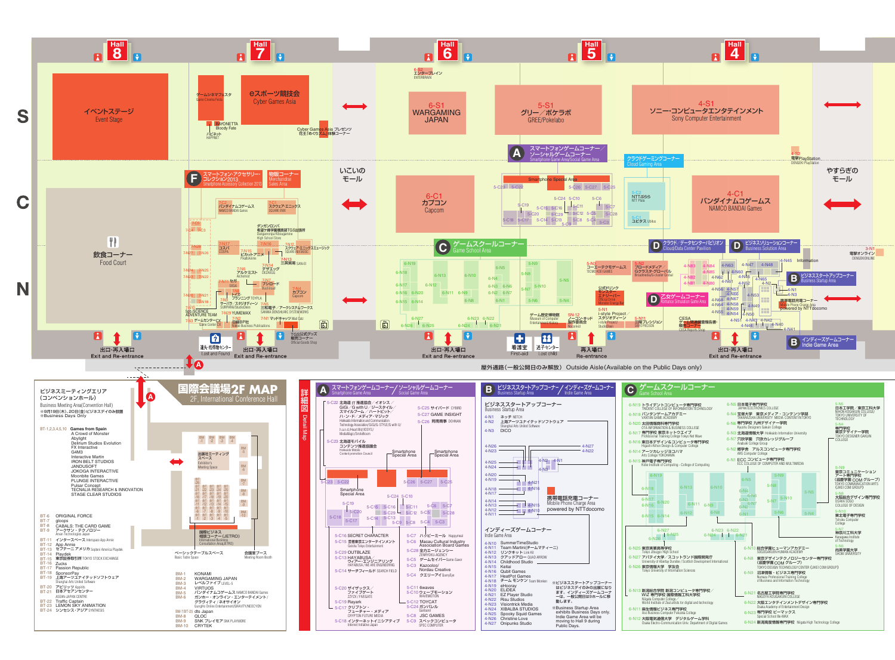# Hall 8 / Hall 7 / Hall 6 / Hall 5 / Hall 4

## S

- イベントステージ Event Stage
- ゲームシネマフェスタ Game Cinema Festa
- BAYONETTA Bloody Fate
- ハピネット HAPPINET
- eスポーツ競技会 Cyber Games Asia
- Cyber Games Asia プレゼンツ 花王(めぐりズム)体験コーナー
- 6-S2 エンターブレイン ENTERBRAIN
- 6-S1 WARGAMING JAPAN
- 5-S1 グリー／ポケラボ GREE/Pokelabo
- 4-S1 ソニー・コンピュータエンタテインメント Sony Computer Entertainment
- 4-S2 電撃PlayStation DENGEKI PlayStation

## C

- 飲食コーナー Food Court
- F スマートフォン・アクセサリーコレクション2013 Smartphone Accessory Collection 2013
- 物販コーナー Merchandise Sales Area
- いこいのモール
- 6-C1 カプコン Capcom
- A スマートフォンゲームコーナー／ソーシャルゲームコーナー Smartphone Game Area/Social Game Area
- Smartphone Special Area
- クラウドゲーミングコーナー Cloud Gaming Area
- 5-C2 NTTぷらら NTT Plala
- 5-C1 ユビタス Ubitus
- 4-C1 バンダイナムコゲームス NAMCO BANDAI Games
- やすらぎのモール
- 3-N1 電撃オンライン DENGEKIONLINE

## N

- 7-C2 バンダイナムコゲームス NAMCO BANDAI Games
- 7-C1 スクウェア・エニックス SQUARE ENIX
- ダンガンロンパ 希望ヶ峰学園購買部TGS出張所 Dangaronpa Kibougamine High School Store
- 7-N17 コスパ COSPA
- 7-N16
- 7-N18 スクウェア・エニックスミュージック SQUARE ENIX MUSIC
- 7-N15 ピカットアニメ Pikattoanime
- 7-N13 三英貿易 SAN-EI
- 7-N14 デザエッグ DEZAEGG
- 7-N12 アルケミスト Alchemist
- 7-N11 セガ SEGA
- 7-N7 ブシロード Bushiroad
- 7-N4 カプコン Capcom
- 7-N10 トイズ・プランニング TOYPLA
- 7-N9 サーパラ・スタジオディーン SURPARA/StudioDeen
- 7-N5 三和電子／アーケシステムワークス SANWA DENSHI/ARC SYSTEM WORKS
- 7-N3 Sci/SCIENCE ADVENTURE TEAM
- 7-N29 YUMEMAX
- 7-N2 日経BP社 Nikkei Business Publications
- 7-N8 ゲームセンターCX Game Center CX
- 7-N1 マッドキャッツ Mad Catz
- TGS公式グッズ販売コーナー Official Goods Shop
- C ゲームスクールコーナー Game School Area
- D クラウド／データセンターパビリオン Cloud/Data Center Pavilion
- D ビジネスソリューションコーナー Business Solution Area
- Information
- B ビジネススタートアップコーナー Business Startup Area
- 携帯電話充電コーナー Mobile Phone Charge Area powered by NTTdocomo
- B インディーズゲームコーナー Indie Game Area
- 5-N3 コーエーテクモゲームス TECMO KOEI GAMES
- 5-N2 ブロードメディア GCグラフ・グローバル Broadmedia/G-cluster Global
- 公式ドリンクセンター エナジードリンク Official Drink Monster Energy
- D 乙女ゲームコーナー Romance Simulation Game Area
- 5-N1 i-style Project ノーコンキッド 製作委員会 i-style Project/Nocon Kid
- ゲーム歴史博物館 Museum of Computer Entertainment History
- 5-N11 三翔プレジョン SANSHO PRECISION
- CESA ゲーム関連書籍等販売コーナー CESA Reports Shop

- 出口・再入場口 Exit and Re-entrance
- 迷子・拾得物センター Lost and Found
- 看護室 First-aid
- 迷子センター Lost child
- 再入場口 Re-entrance

屋外通路（一般公開日のみ解放） Outside Aisle (Available on the Public Days only)

---

## 国際会議場2F MAP 2F, International Conference Hall

ビジネスミーティングエリア（コンベンションホール）
Business Meeting Area(Convention Hall)
※9月19日(木)、20日(金)ビジネスデイのみ開催
※Business Days Only

- BT-1,2,3,4,5,10 Games from Spain: A Crowd of Monster, Abylight, Delirium Studios Evolution, FX Interactive, G4M3, Interactive Martin, IRON BELT STUDIOS, JANDUSOFT, JOKOGA INTERACTIVE, Moonbite Games, PLUNGE INTERACTIVE, Pulsar Concept, TECNALIA RESEARCH & INNOVATION, STAGE CLEAR STUDIOS
- BT-6 ORIGINAL FORCE
- BT-7 gloops
- BT-8 CABALS: THE CARD GAME
- BT-9 アクセラ・テクノロジー Axion Technologies Japan
- BT-11 インタースペース Interspace App Annie
- BT-12 App Annie
- BT-13 セプテーニアメリカ Septeni America Playdek
- BT-14 Playdek
- BT-15 東京証券取引所 TOKYO STOCK EXCHANGE
- BT-16 Zucks
- BT-17 Passion Republic
- BT-18 SponsorPay
- BT-19 上海アーツユナイテッドソフトウェア Shanghai Arts United Software
- BT-20 アピリッツ Appirits
- BT-21 日本アセアンセンター ASEAN-JAPAN CENTRE
- BT-22 Traffic Captain
- BT-23 LEMON SKY ANIMATION
- BT-24 シンセシス・アジア SYNTHESIS

- 出展ミーティングスペース Exhibitor's Meeting Space
- 国際ビジネス相談コーナー（JETRO） International Business Consultation Area(JETRO)
- ベーシックテーブルスペース Basic Table Space
- 会議室ブース Meeting Room Booth

- BM-1 KONAMI
- BM-2 WARGAMING JAPAN
- BM-3 レベルファイブ LEVEL-5
- BM-4 VIRTUOS
- BM-5 バンダイナムコゲームス NAMCO BANDAI Games
- BM-6 ガンホー・オンライン・エンターテイメント／グラヴィティ／ネオサイン GungHo Online Entertainment/GRAVITY/NEOCYON
- BM-7,BT-25 dts Japan
- BM-8 QLOC
- BM-9 SNK プレイモア SNK PLAYMORE
- BM-10 CRYTEK

---

## 詳細図 Detail Map

### A スマートフォンゲームコーナー／ソーシャルゲームコーナー Smartphone Game Area / Social Game Area

- 5-C22 北海道 IT 推進協会／イオンズ／GiGi／G with U／ジースタイル／スマイルブーム／ハートビット／ハ・ン・ド／メディア・マジック Hokkaido Information and Communication Technology Association/IONS/GiGi/G with U/G-STYLE/G with U/h.a.n.d./Heart Bit/KOSY/MediaMagic/SmileBoom
- 5-C25 サイバード CYBIRD
- 5-C27 GAME INSIGHT
- 5-C26 関西商事 DOHNAN
- 5-C23 北海道モバイルコンテンツ推進協議会 Hokkaido Mobile Content promotion Council
- Smartphone Special Area
- 5-C16 SECRET CHARACTER
- 5-C15 芸者東京エンターテインメント Geisha Tokyo Entertainment
- 5-C29 OUTBLAZE
- 5-C13 HAYABUSA／ウィアー・エンジニアリング HAYABUSA / WE ARE ENGINEERING
- 5-C14 サーチフィールド SEARCH FIELD
- 5-C20 ザイザックス／ファイブゲート ZZYZX / FIVEGATE
- 5-C19 Rayark
- 5-C17 フリフトン／フューチャー・メディア DRYPTON FUTURE MEDIA
- 5-C18 インターネット・イニシアティブ Internet Initiative Japan
- 5-C7 ハッピーミール Happymeal
- 5-C6 Macau Cultural Industry Association Board Games
- 5-C28 全力エージェンシー ZENRYOKU-AGENCY
- 5-C5 ゲームセイバー Game-Saver
- 5-C3 Kazoolee/ Nordau Creative
- 5-C4 クエリーアイ QueryEye
- 5-C11 6waves
- 5-C10 ウェーブモーション WAVEMOTION
- 5-C12 TOYCAT
- 5-C24 ガンバル Ganbaru!
- 5-C8 JSC GAMES
- 5-C9 スペックコンピュータ SPEC COMPUTER

### B ビジネススタートアップコーナー／インディーズゲームコーナー Business Startup Area / Indie Game Area

ビジネススタートアップコーナー Business Startup Area

- 4-N1 ネクザ NETCH
- 4-N2 上海アーツユナイテッドソフトウェア Shanghai Arts United Software
- 4-N3 DICO

携帯電話充電コーナー Mobile Phone Charge Area powered by NTTdocomo

インディーズゲームコーナー Indie Game Area

- 4-N10 SummerTimeStudio
- 4-N11 Team Martini(チームマティーニ)
- 4-N12 リンクキット Link Kit
- 4-N13 クアッドアロー QUAD ARROW
- 4-N14 Childhood Studio
- 4-N15 Keital
- 4-N16 Qubit Games
- 4-N17 HeatPot Games
- 4-N18 チーム モンケン Team Monken
- 4-N19 eHooray
- 4-N20 ELIDEA
- 4-N21 EZ Player Studio
- 4-N22 Risu Studios
- 4-N23 Visiontrick Media
- 4-N24 XIBALBA STUDIOS
- 4-N25 Spooky Squid Games
- 4-N26 Christine Love
- 4-N27 Onipunks Studio

※ビジネススタートアップコーナーはビジネスデイのみの出展になります。インディーズゲームコーナーは、一般公開日は9ホールに移動します。

※Business Startup Area exhibits Business Days only. Indie Game Area will be moving to Hall 9 during Public Days.

### C ゲームスクールコーナー Game School Area

- 6-N19 トライデントコンピュータ専門学校 TRIDENT COLLEGE OF INFORMATION TECHNOLOGY
- 6-N18 バンタンゲームアカデミー VANTAN GAME ACADEMY
- 6-N20 専門学校 OCA OTA INFORMATION & BUSINESS COLLEGE
- 6-N17 専門学校 東京ネットウエイブ Professional Training College Tokyo Net Wave
- 6-N16 東日本デザイン&コンピュータ専門学校 Higashi-Nihon Design & Computer College
- 6-N14 アーツカレッジヨコハマ Arts College YOKOHAMA
- 6-N15 神戸電子専門学校 Kobe Institute of Computing - College of Computing
- 6-N25 東京実業高等学校 Tokyo Jitsugyo High School
- 6-N27 アバティ大学／スコットランド国際開発庁 University of Abertay Dundee / Scottish Development International
- 6-N26 東京情報大学 学友会 Tokyo University of Information Sciences
- 6-N13 新潟総合学院 新潟コンピュータ専門学校／WiZ 専門学校 国際情報工科大学校 Niigata Computer College / World Institute of Zeal artists for digital and technology
- 6-N11 麻生情報ビジネス専門学校 Aso Business Computer Fukuoka College
- 6-N12 大阪電気通信大学 デジタルゲーム学科 Osaka Electro-Communication Univ. Department of Digital Games
- 6-N5 日本電子専門学校 JAPAN ELECTRONICS COLLEGE
- 6-N4 宝塚大学 東京メディア・コンテンツ学部 TAKARAZUKA UNIVERSITY MEDIA CONTENT INSTITUTE
- 6-N6 専門学校 九州デザイナー学院 Kyushu Designers Gakuin College
- 6-N3 北海道情報大学 Hokkaido Information University
- 6-N7 穴吹学園 穴吹カレッジグループ Anabuki College Group
- 6-N2 総学舎 アルスコンピュータ専門学校 ARS College of Computer
- 6-N1 ECC コンピュータ専門学校 ECC COLLEGE OF COMPUTER AND MULTIMEDIA
- 6-N10 総合学園ヒューマンアカデミー SOGOGAKUEN HUMAN ACADEMY
- 6-N8 東京デザインテクノロジーセンター専門学校（滋慶学園 COM グループ） TOKYO DESIGN TECHNOLOGY CENTER (JIKEI COM GROUP)
- 6-N9 沼津情報・ビジネス専門学校 Numazu Professional Training College of Business and Information Technology
- 6-N21 名古屋工学院専門学校 NAGOYA KOGAKUIN COLLEGE
- 6-N22 大阪コンテンツ&ドデザイン専門学校 Osaka Academy of Entertainment Design
- 6-N23 専門学校 ビーマックス Special School Be-MAX
- 6-N24 新潟高度情報専門学校 Niigata High Technology College
- 5-N6 日本工学院／東京工科大学 NIHON KOGAKUIN COLLEGE / TOKYO UNIVERSITY OF TECHNOLOGY
- 5-N5 専門学校 東京デザイナー学院 TOKYO DESIGNER GAKUIN COLLEGE
- 5-N9 東京コミュニケーションアート専門学校（滋慶学園 COM グループ） TOKYO COMMUNICATION ARTS (JIKEI COM GROUP)
- 5-N8 大阪総合デザイン専門学校 OSAKA SOGO COLLEGE OF DESIGN
- 5-N10 東北電子専門学校 Tohoku Computer College
- 5-N7 神奈川工科大学 Kanagawa Institute of Technology
- 5-N4 尚美学園大学 SHOBI UNIVERSITY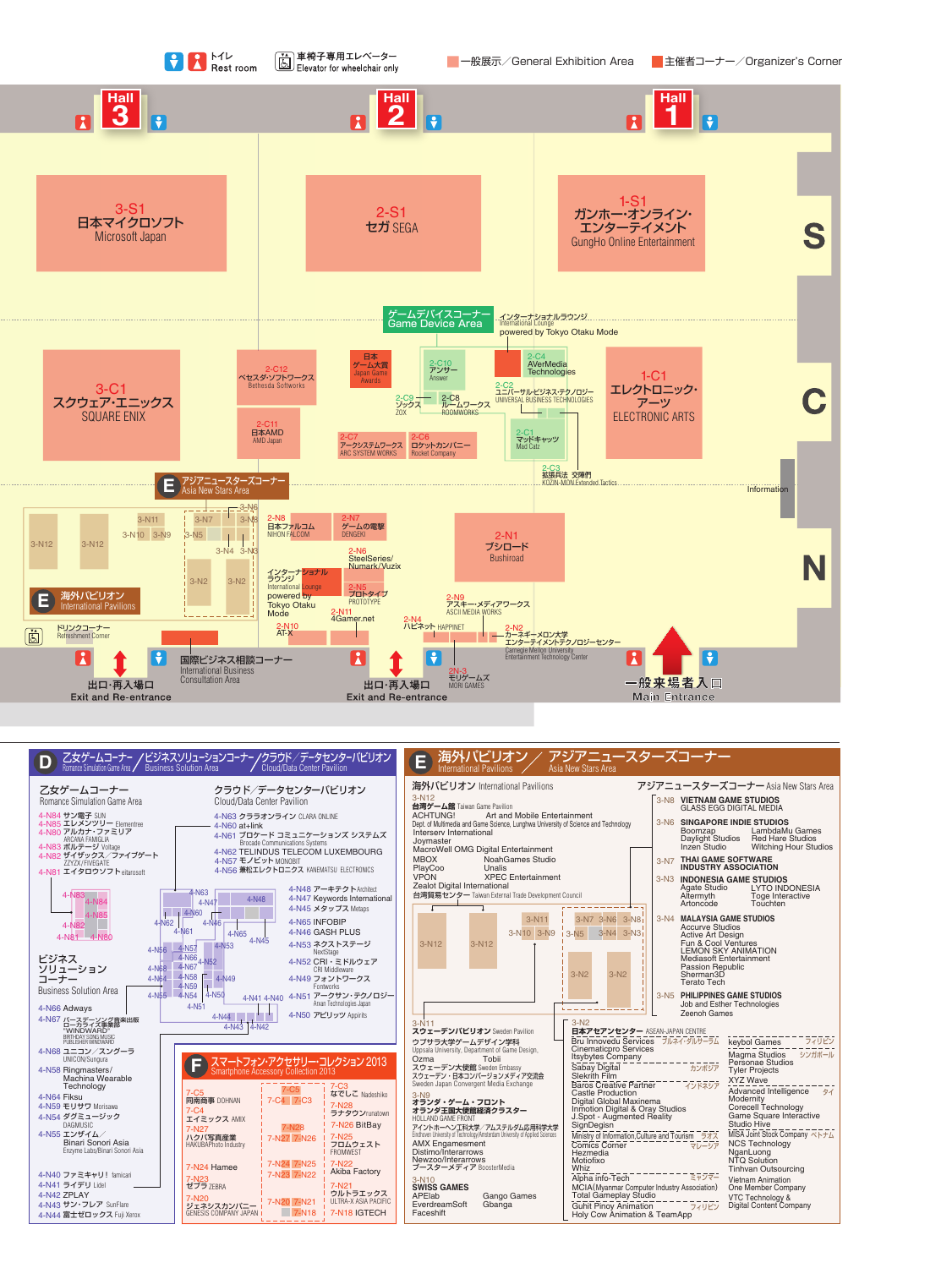トイレ Rest room　車椅子専用エレベーター Elevator for wheelchair only　一般展示／General Exhibition Area　主催者コーナー／Organizer's Corner

Hall 3　Hall 2　Hall 1

S

3-S1 日本マイクロソフト Microsoft Japan

2-S1 セガ SEGA

1-S1 ガンホー・オンライン・エンターテイメント GungHo Online Entertainment

ゲームデバイスコーナー Game Device Area

インターナショナルラウンジ International Lounge powered by Tokyo Otaku Mode

C

3-C1 スクウェア・エニックス SQUARE ENIX

2-C12 ベセスダ・ソフトワークス Bethesda Softworks

日本ゲーム大賞 Japan Game Awards

2-C10 アンサー Answer

2-C4 AVerMedia Technologies

2-C2 ユニバーサルビジネス・テクノロジー UNIVERSAL BUSINESS TECHNOLOGIES

1-C1 エレクトロニック・アーツ ELECTRONIC ARTS

2-C9 ゾックス ZOX

2-C8 ルームワークス ROOMWORKS

2-C11 日本AMD AMD Japan

2-C7 アークシステムワークス ARC SYSTEM WORKS

2-C6 ロケットカンパニー Rocket Company

2-C1 マッドキャッツ Mad Catz

2-C3 拡張兵法 交陣門 KOZIN-MON Extended Tactics

E アジアニュースターズコーナー Asia New Stars Area

Information

N

3-N12　3-N12　3-N11　3-N10　3-N9　3-N7　3-N6　3-N8　3-N5　3-N4　3-N3　3-N2　3-N2

E 海外パビリオン International Pavilions

2-N8 日本ファルコム NIHON FALCOM

2-N7 ゲームの電撃 DENGEKI

2-N1 ブシロード Bushiroad

2-N6 SteelSeries/Numark/Vuzix

インターナショナルラウンジ International Lounge powered by Tokyo Otaku Mode

2-N5 プロトタイプ PROTOTYPE

2-N11 4Gamer.net

2-N9 アスキー・メディアワークス ASCII MEDIA WORKS

2-N10 AT-X

2-N4 ハピネット HAPPINET

2-N2 カーネギーメロン大学エンターテイメントテクノロジーセンター Carnegie Mellon University Entertainment Technology Center

ドリンクコーナー Refreshment Corner

国際ビジネス相談コーナー International Business Consultation Area

2N-3 モリゲームズ MORI GAMES

出口・再入場口 Exit and Re-entrance　出口・再入場口 Exit and Re-entrance　一般来場者入口 Main Entrance

## D 乙女ゲームコーナー Romance Simulation Game Area／ビジネスソリューションコーナー Business Solution Area／クラウド／データセンターパビリオン Cloud/Data Center Pavilion

### 乙女ゲームコーナー Romance Simulation Game Area

- 4-N84 サン電子 SUN
- 4-N85 エレメンツリー Elementree
- 4-N80 アルカナ・ファミリア ARCANA FAMIGLIA
- 4-N83 ボルテージ Voltage
- 4-N82 ザイザックス／ファイブゲート ZZYZX／FIVEGATE
- 4-N81 エイタロウソフト eitarosoft

### クラウド/データセンターパビリオン Cloud/Data Center Pavilion

- 4-N63 クララオンライン CLARA ONLINE
- 4-N60 at+link
- 4-N61 ブロケード コミュニケーションズ システムズ Brocade Communications Systems
- 4-N62 TELINDUS TELECOM LUXEMBOURG
- 4-N57 モノビット MONOBIT
- 4-N56 兼松エレクトロニクス KANEMATSU ELECTRONICS

- 4-N48 アーキテクト Architect
- 4-N47 Keywords International
- 4-N45 メタップス Metaps
- 4-N65 INFOBIP
- 4-N46 GASH PLUS
- 4-N53 ネクストステージ NextStage
- 4-N52 CRI・ミドルウェア CRI Middleware
- 4-N49 フォントワークス Fontworks
- 4-N51 アークサン・テクノロジー Arxan Technologies Japan
- 4-N50 アピリッツ Appirits

### ビジネスソリューションコーナー Business Solution Area

- 4-N66 Adways
- 4-N67 バースデーソング音楽出版 ローカライズ事業部 "WINDWARD" BIRTHDAY SONG MUSIC PUBLISHER WINDWARD
- 4-N68 ユニコン／スングーラ UNICON/Sungura
- 4-N58 Ringmasters/Machina Wearable Technology
- 4-N64 Fiksu
- 4-N59 モリサワ Morisawa
- 4-N54 ダグミュージック DAGMUSIC
- 4-N55 エンザイム／Binari Sonori Asia Enzyme Labs/Binari Sonori Asia
- 4-N40 ファミキャリ! famicari
- 4-N41 ライデル Lidel
- 4-N42 ZPLAY
- 4-N43 サン・フレア SunFlare
- 4-N44 富士ゼロックス Fuji Xerox

## F スマートフォン・アクセサリー・コレクション 2013 Smartphone Accessory Collection 2013

- 7-C5 同南商事 DOHNAN
- 7-C4 エイミックス AMIX
- 7-N27 ハクバ写真産業 HAKUBAPhoto Industry
- 7-N24 Hamee
- 7-N23 ゼブラ ZEBRA
- 7-N20 ジェネシスカンパニー GENESIS COMPANY JAPAN
- 7-C3 なでしこ Nadeshiko
- 7-N28 ラナタウン runatown
- 7-N26 BitBay
- 7-N25 フロムウェスト FROMWEST
- 7-N22 Akiba Factory
- 7-N21 ウルトラエックス ULTRA-X ASIA PACIFIC
- 7-N18 IGTECH

## E 海外パビリオン International Pavilions／アジアニュースターズコーナー Asia New Stars Area

### 海外パビリオン International Pavilions

**3-N12 台湾ゲーム館** Taiwan Game Pavilion
ACHTUNG!　Art and Mobile Entertainment
Dept. of Multimedia and Game Science, Lunghwa University of Science and Technology
Intersery International
Joymaster
MacroWell OMG Digital Entertainment
MBOX　NoahGames Studio
PlayCoo　Unalis
VPON　XPEC Entertainment
Zealot Digital International
台湾貿易センター Taiwan External Trade Development Council

**3-N11 スウェーデンパビリオン** Sweden Pavilion
ウプサラ大学ゲームデザイン学科 Uppsala University, Department of Game Design
Ozma　Tobii
スウェーデン大使館 Sweden Embassy
スウェーデン・日本コンバージョンメディア交流会 Sweden Japan Convergent Media Exchange

**3-N9 オランダ・ゲーム・フロント**
**オランダ王国大使館経済クラスター** HOLLAND GAME FRONT
アイントホーヘン工科大学／アムステルダム応用科学大学 Eindhoven University of Technology/Amsterdam University of Applied Sciences
AMX Engamesment
Distimo/Interarrows
Newzoo/Interarrows
ブースターメディア BoosterMedia

**3-N10 SWISS GAMES**
APElab　Gango Games
EverdreamSoft　Gbanga
Faceshift

### アジアニュースターズコーナー Asia New Stars Area

**3-N8 VIETNAM GAME STUDIOS** GLASS EGG DIGITAL MEDIA

**3-N6 SINGAPORE INDIE STUDIOS**
Boomzap　LambdaMu Games
Daylight Studios　Red Hare Studios
Inzen Studio　Witching Hour Studios

**3-N7 THAI GAME SOFTWARE INDUSTRY ASSOCIATION**

**3-N3 INDONESIA GAME STUDIOS**
Agate Studio　LYTO INDONESIA
Altermyth　Toge Interactive
Artoncode　Touchten

**3-N4 MALAYSIA GAME STUDIOS**
Accurve Studios
Active Art Design
Fun & Cool Ventures
LEMON SKY ANIMATION
Mediasoft Entertainment
Passion Republic
Sherman3D
Terato Tech

**3-N5 PHILIPPINES GAME STUDIOS**
Job and Esther Technologies
Zeenoh Games

**3-N2 日本アセアンセンター** ASEAN-JAPAN CENTRE

ブルネイ・ダルサラーム: Bru Innovedu Services, Cinematicpro Services, Itsybytes Company

カンボジア: Sabay Digital, Slekrith Film

インドネシア: Baros Creative Partner, Castle Production, Digital Global Maxinema, Inmotion Digital & Oray Studios, J.Spot - Augmented Reality, SignDesign

ラオス: Ministry of Information, Culture and Tourism

マレーシア: Comics Corner, Hezmedia, Motiofixo, Whiz

ミャンマー: Alpha Info-Tech, MCIA(Myanmar Computer Industry Association), Total Gameplay Studio

フィリピン: Guhit Pinoy Animation, Holy Cow Animation & TeamApp, keybol Games

シンガポール: Magma Studios, Personae Studios, Tyler Projects, XYZ Wave

タイ: Advanced Intelligence Modernity, Corecell Technology, Game Square Interactive, Studio Hive

ベトナム: MISA Joint Stock Company, NCS Technology, NganLuong, NTQ Solution, Tinhvan Outsourcing, Vietnam Animation, One Member Company, VTC Technology & Digital Content Company